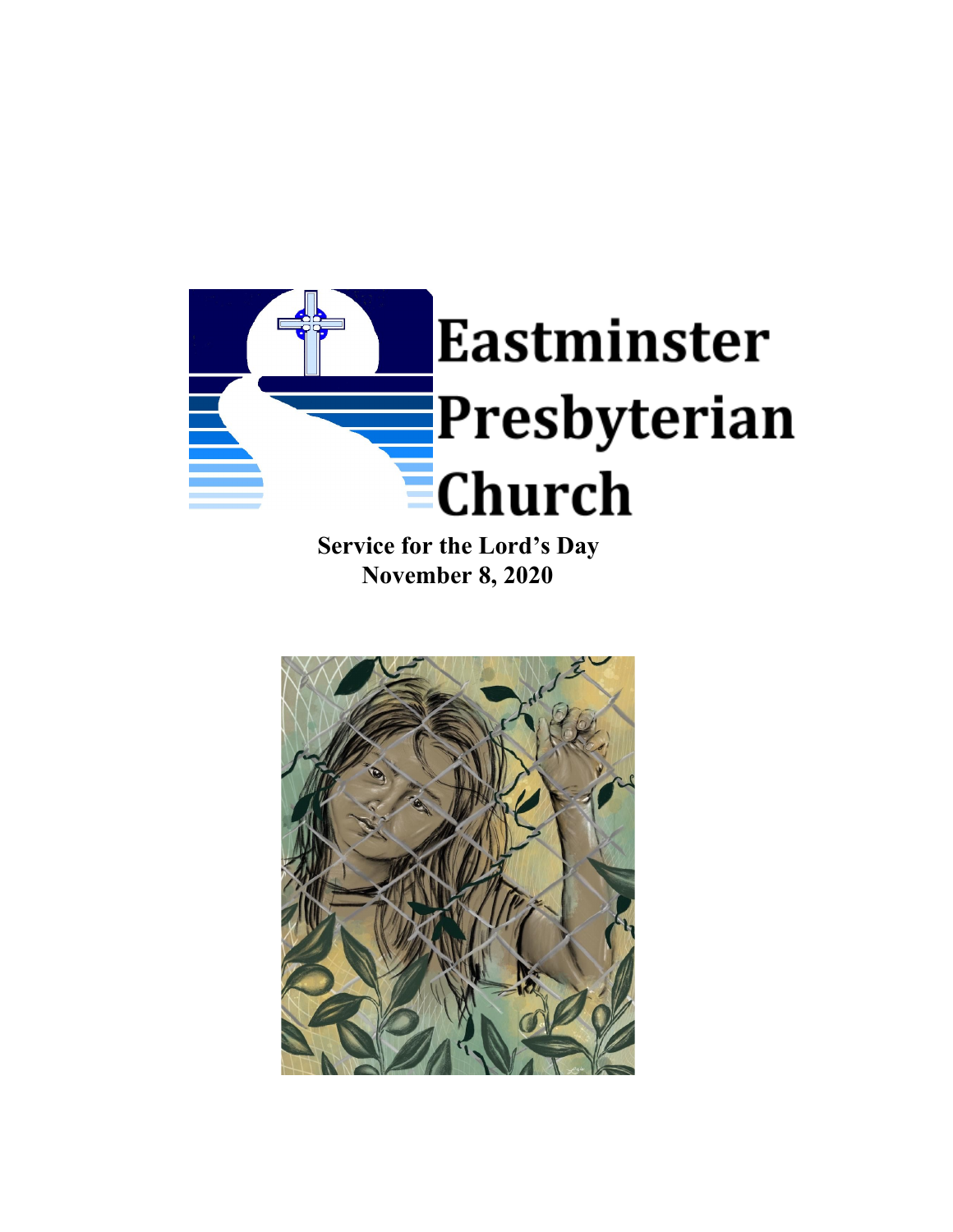# Eastminster Presbyterian Church

**Service for the Lord's Day**
**November 8, 2020**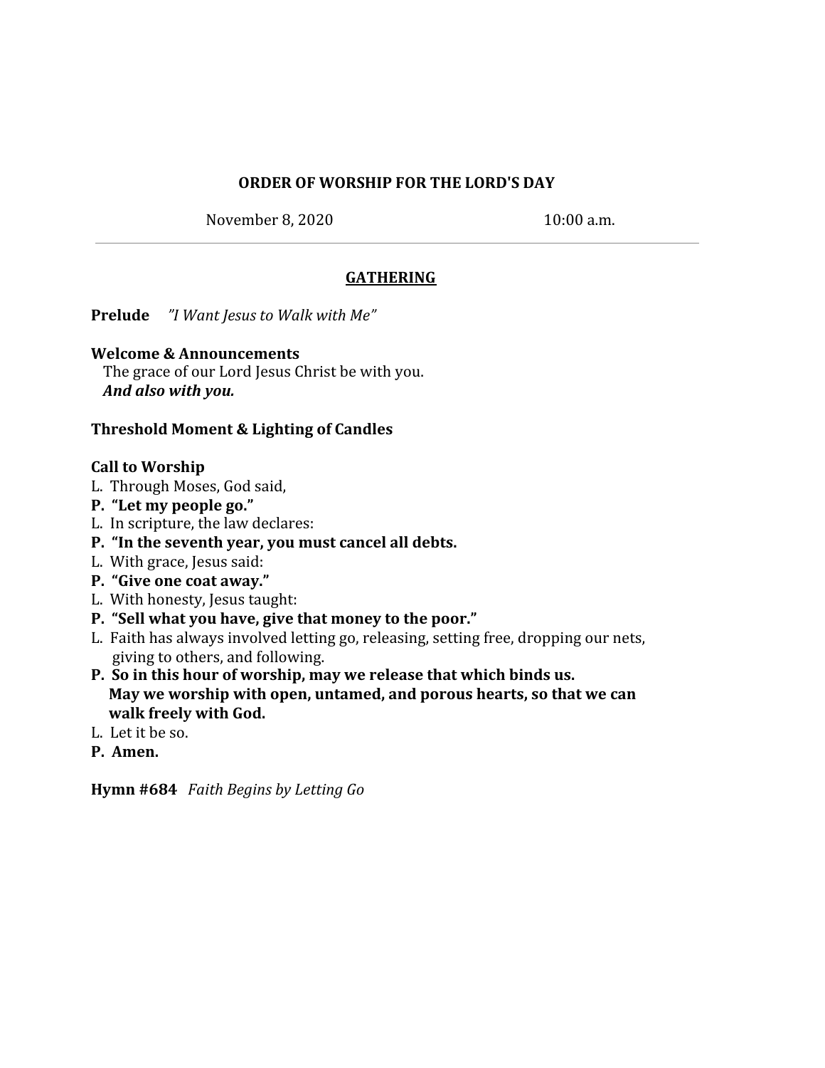**ORDER OF WORSHIP FOR THE LORD'S DAY**

November 8, 2020 10:00 a.m.

---

## GATHERING

**Prelude** *"I Want Jesus to Walk with Me"*

**Welcome & Announcements**
The grace of our Lord Jesus Christ be with you.
***And also with you.***

**Threshold Moment & Lighting of Candles**

**Call to Worship**
L. Through Moses, God said,
**P. "Let my people go."**
L. In scripture, the law declares:
**P. "In the seventh year, you must cancel all debts.**
L. With grace, Jesus said:
**P. "Give one coat away."**
L. With honesty, Jesus taught:
**P. "Sell what you have, give that money to the poor."**
L. Faith has always involved letting go, releasing, setting free, dropping our nets, giving to others, and following.
**P. So in this hour of worship, may we release that which binds us. May we worship with open, untamed, and porous hearts, so that we can walk freely with God.**
L. Let it be so.
**P. Amen.**

**Hymn #684** *Faith Begins by Letting Go*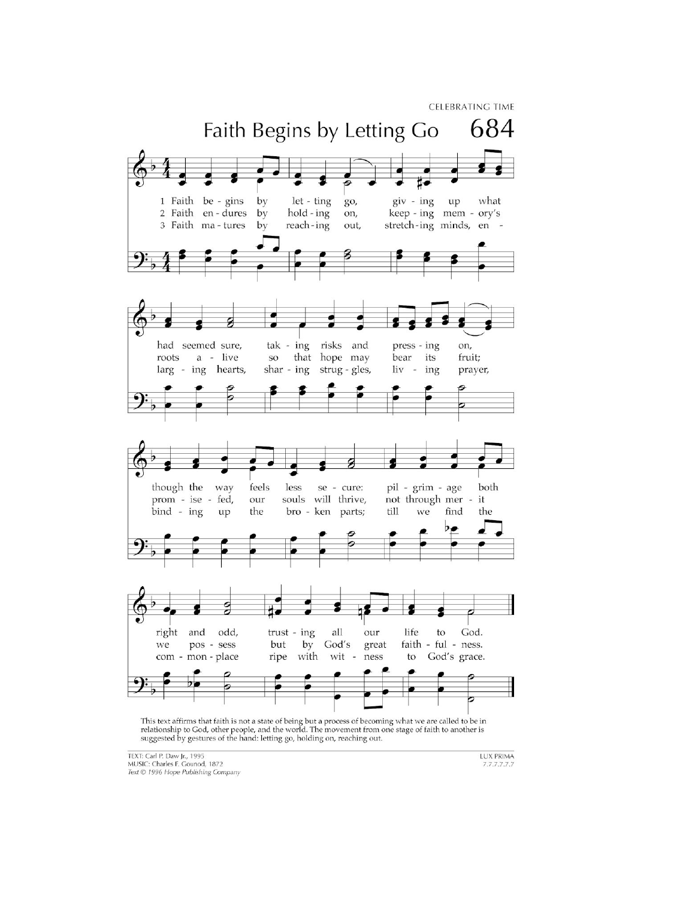# Faith Begins by Letting Go

684

1 Faith be - gins by let - ting go, giv - ing up what had seemed sure, tak - ing risks and press - ing on, though the way feels less se - cure: pil - grim - age both right and odd, trust - ing all our life to God.

2 Faith en - dures by hold - ing on, keep - ing mem - ory's roots a - live so that hope may bear its fruit; prom - ise - fed, our souls will thrive, not through mer - it we pos - sess but by God's great faith - ful - ness.

3 Faith ma - tures by reach - ing out, stretch - ing minds, en - larg - ing hearts, shar - ing strug - gles, liv - ing prayer, bind - ing up the bro - ken parts; till we find the com - mon - place ripe with wit - ness to God's grace.

This text affirms that faith is not a state of being but a process of becoming what we are called to be in relationship to God, other people, and the world. The movement from one stage of faith to another is suggested by gestures of the hand: letting go, holding on, reaching out.

TEXT: Carl P. Daw Jr., 1995
MUSIC: Charles F. Gounod, 1872
*Text © 1996 Hope Publishing Company*

LUX PRIMA
7.7.7.7.7.7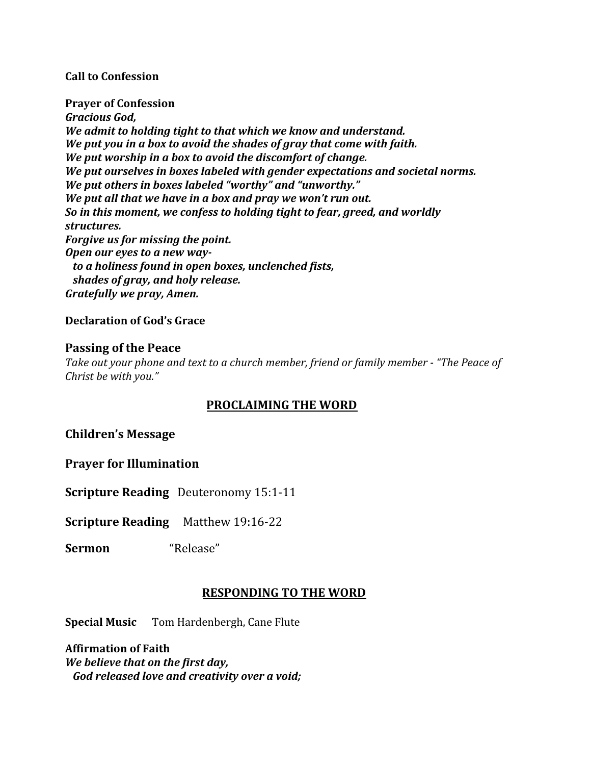**Call to Confession**

**Prayer of Confession**
***Gracious God,***
***We admit to holding tight to that which we know and understand.***
***We put you in a box to avoid the shades of gray that come with faith.***
***We put worship in a box to avoid the discomfort of change.***
***We put ourselves in boxes labeled with gender expectations and societal norms.***
***We put others in boxes labeled "worthy" and "unworthy."***
***We put all that we have in a box and pray we won't run out.***
***So in this moment, we confess to holding tight to fear, greed, and worldly structures.***
***Forgive us for missing the point.***
***Open our eyes to a new way-***
  ***to a holiness found in open boxes, unclenched fists,***
  ***shades of gray, and holy release.***
***Gratefully we pray, Amen.***

**Declaration of God's Grace**

**Passing of the Peace**
*Take out your phone and text to a church member, friend or family member - "The Peace of Christ be with you."*

## PROCLAIMING THE WORD

**Children's Message**

**Prayer for Illumination**

**Scripture Reading** Deuteronomy 15:1-11

**Scripture Reading** Matthew 19:16-22

**Sermon** "Release"

## RESPONDING TO THE WORD

**Special Music** Tom Hardenbergh, Cane Flute

**Affirmation of Faith**
***We believe that on the first day,***
  ***God released love and creativity over a void;***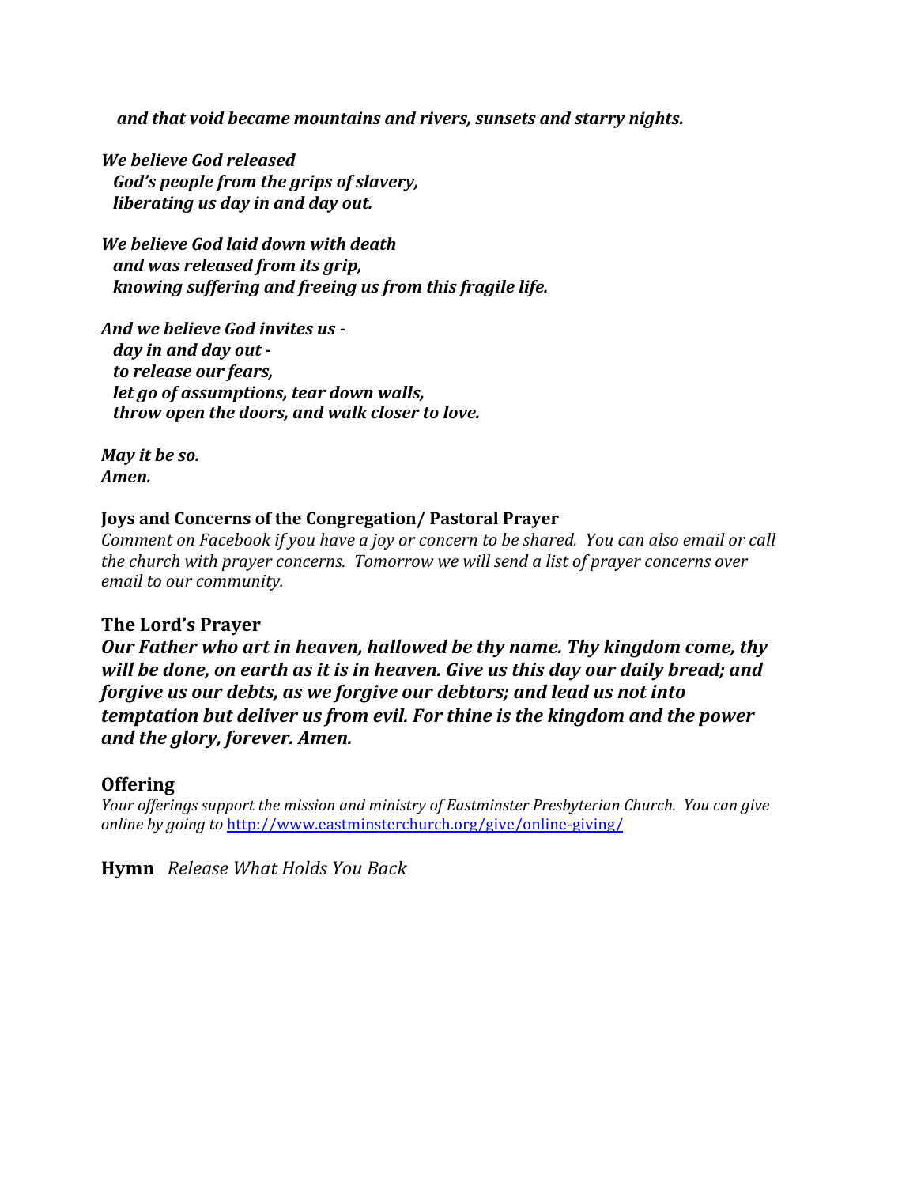***and that void became mountains and rivers, sunsets and starry nights.***

***We believe God released***
***God's people from the grips of slavery,***
***liberating us day in and day out.***

***We believe God laid down with death***
***and was released from its grip,***
***knowing suffering and freeing us from this fragile life.***

***And we believe God invites us -***
***day in and day out -***
***to release our fears,***
***let go of assumptions, tear down walls,***
***throw open the doors, and walk closer to love.***

***May it be so.***
***Amen.***

**Joys and Concerns of the Congregation/ Pastoral Prayer**

*Comment on Facebook if you have a joy or concern to be shared. You can also email or call the church with prayer concerns. Tomorrow we will send a list of prayer concerns over email to our community.*

**The Lord's Prayer**

***Our Father who art in heaven, hallowed be thy name. Thy kingdom come, thy will be done, on earth as it is in heaven. Give us this day our daily bread; and forgive us our debts, as we forgive our debtors; and lead us not into temptation but deliver us from evil. For thine is the kingdom and the power and the glory, forever. Amen.***

**Offering**

*Your offerings support the mission and ministry of Eastminster Presbyterian Church. You can give online by going to* http://www.eastminsterchurch.org/give/online-giving/

**Hymn** *Release What Holds You Back*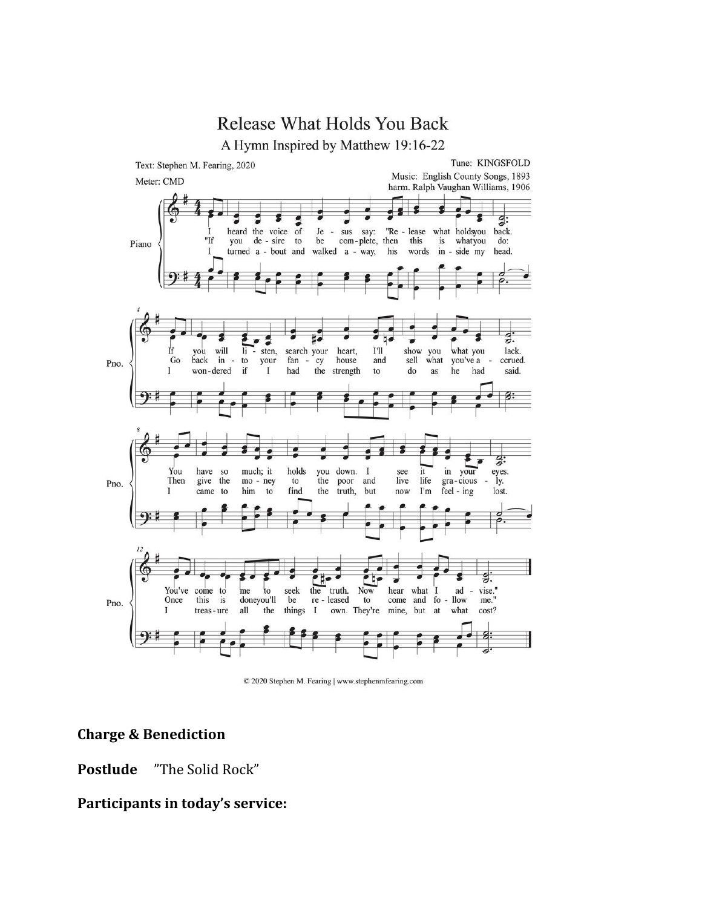# Release What Holds You Back

A Hymn Inspired by Matthew 19:16-22

Text: Stephen M. Fearing, 2020

Meter: CMD

Tune: KINGSFOLD

Music: English County Songs, 1893

harm. Ralph Vaughan Williams, 1906

1. I heard the voice of Jesus say: "Release what holds you back. If you will listen, search your heart, I'll show you what you lack. You have so much; it holds you down. I see it in your eyes. You've come to me to seek the truth. Now hear what I advise."

2. "If you desire to be complete, then this is what you do: Go back into your fancy house and sell what you've accrued. Then give the money to the poor and live life graciously. Once this is done you'll be released to come and follow me."

3. I turned about and walked away, his words inside my head. I wondered if I had the strength to do as he had said. I came to him to find the truth, but now I'm feeling lost. I treasure all the things I own. They're mine, but at what cost?

© 2020 Stephen M. Fearing | www.stephenmfearing.com

**Charge & Benediction**

**Postlude** "The Solid Rock"

**Participants in today's service:**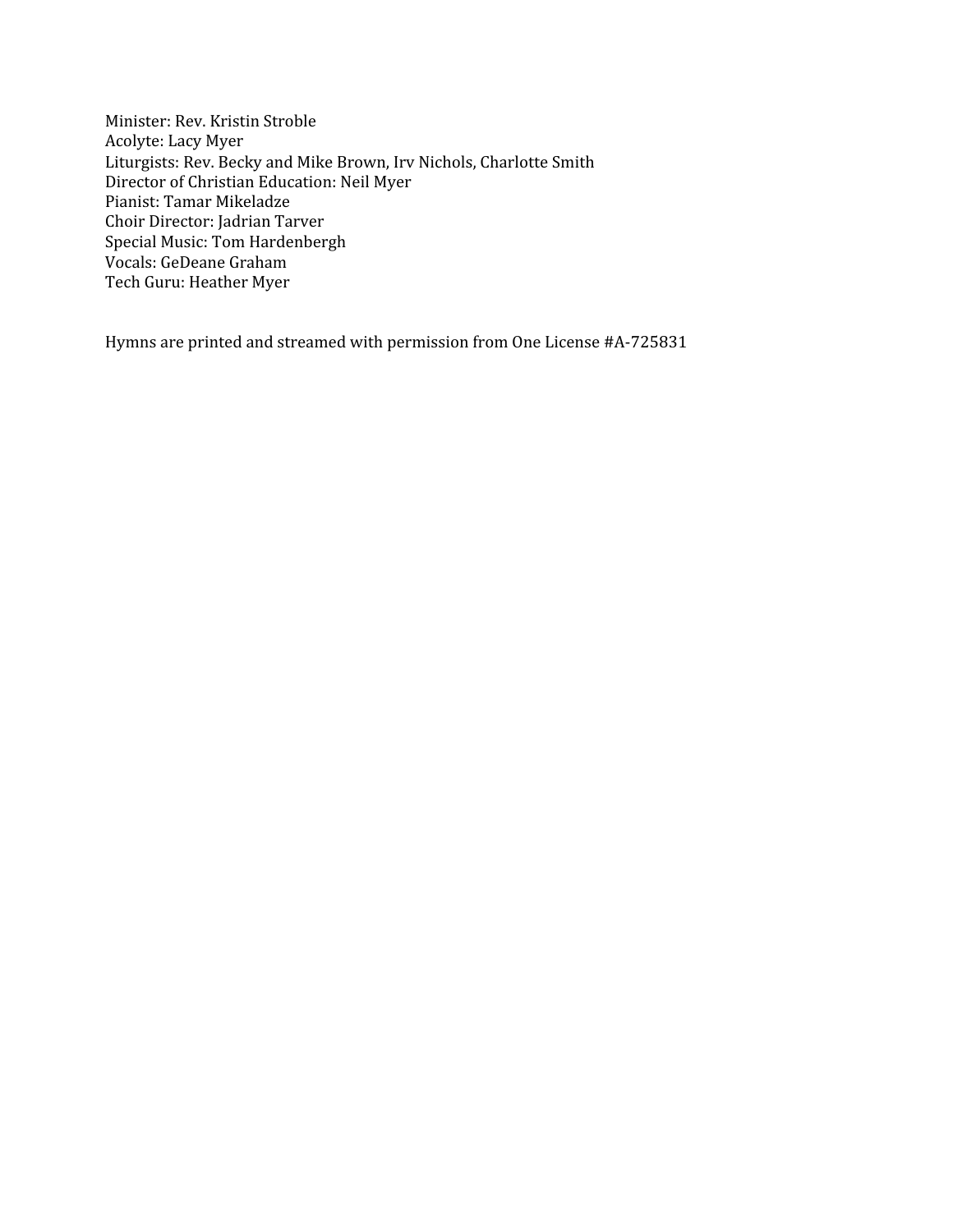Minister: Rev. Kristin Stroble
Acolyte: Lacy Myer
Liturgists: Rev. Becky and Mike Brown, Irv Nichols, Charlotte Smith
Director of Christian Education: Neil Myer
Pianist: Tamar Mikeladze
Choir Director: Jadrian Tarver
Special Music: Tom Hardenbergh
Vocals: GeDeane Graham
Tech Guru: Heather Myer

Hymns are printed and streamed with permission from One License #A-725831